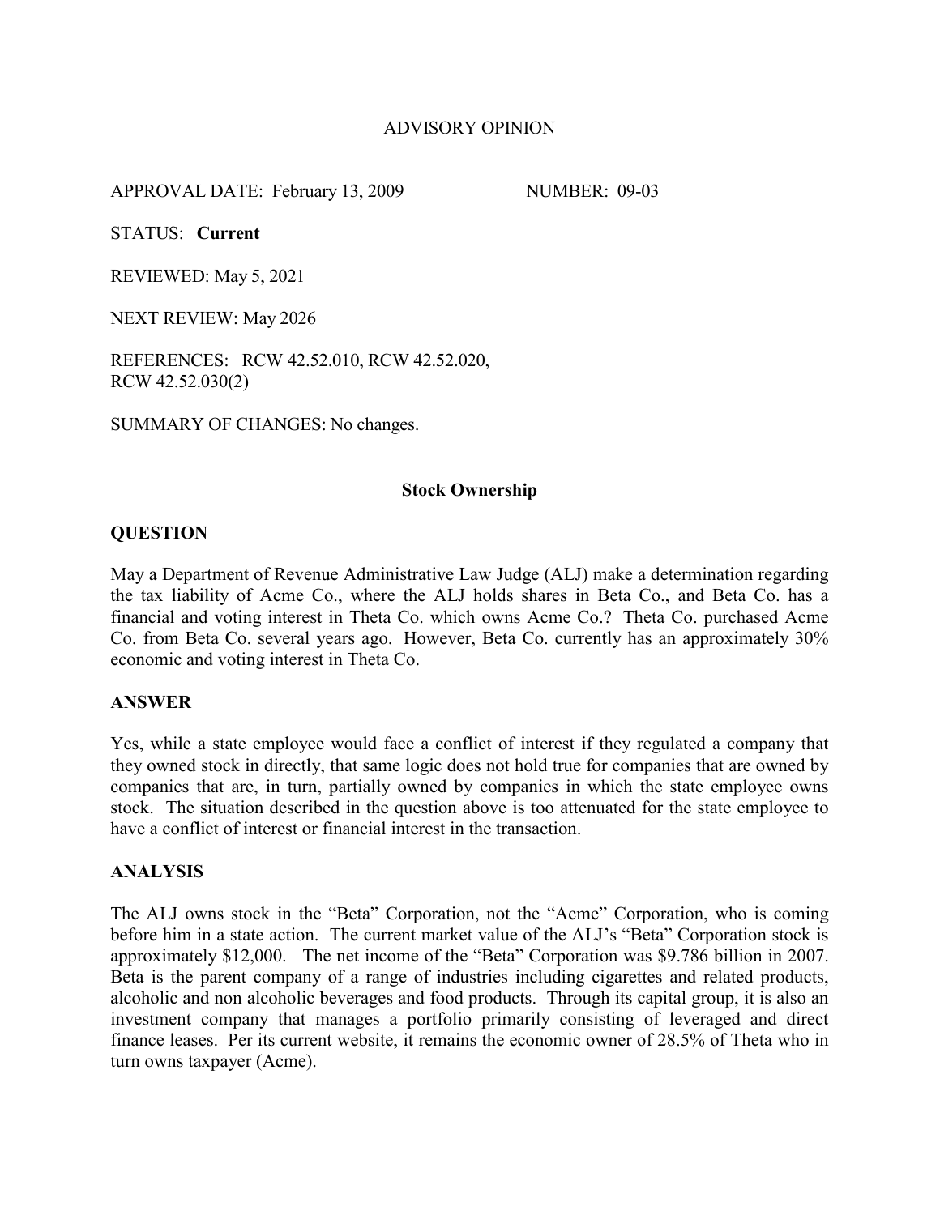# ADVISORY OPINION

APPROVAL DATE: February 13, 2009 NUMBER: 09-03

STATUS: **Current**

REVIEWED: May 5, 2021

NEXT REVIEW: May 2026

REFERENCES: RCW 42.52.010, RCW 42.52.020, RCW 42.52.030(2)

SUMMARY OF CHANGES: No changes.

---

## Stock Ownership

### QUESTION

May a Department of Revenue Administrative Law Judge (ALJ) make a determination regarding the tax liability of Acme Co., where the ALJ holds shares in Beta Co., and Beta Co. has a financial and voting interest in Theta Co. which owns Acme Co.? Theta Co. purchased Acme Co. from Beta Co. several years ago. However, Beta Co. currently has an approximately 30% economic and voting interest in Theta Co.

### ANSWER

Yes, while a state employee would face a conflict of interest if they regulated a company that they owned stock in directly, that same logic does not hold true for companies that are owned by companies that are, in turn, partially owned by companies in which the state employee owns stock. The situation described in the question above is too attenuated for the state employee to have a conflict of interest or financial interest in the transaction.

### ANALYSIS

The ALJ owns stock in the "Beta" Corporation, not the "Acme" Corporation, who is coming before him in a state action. The current market value of the ALJ's "Beta" Corporation stock is approximately $12,000. The net income of the "Beta" Corporation was $9.786 billion in 2007. Beta is the parent company of a range of industries including cigarettes and related products, alcoholic and non alcoholic beverages and food products. Through its capital group, it is also an investment company that manages a portfolio primarily consisting of leveraged and direct finance leases. Per its current website, it remains the economic owner of 28.5% of Theta who in turn owns taxpayer (Acme).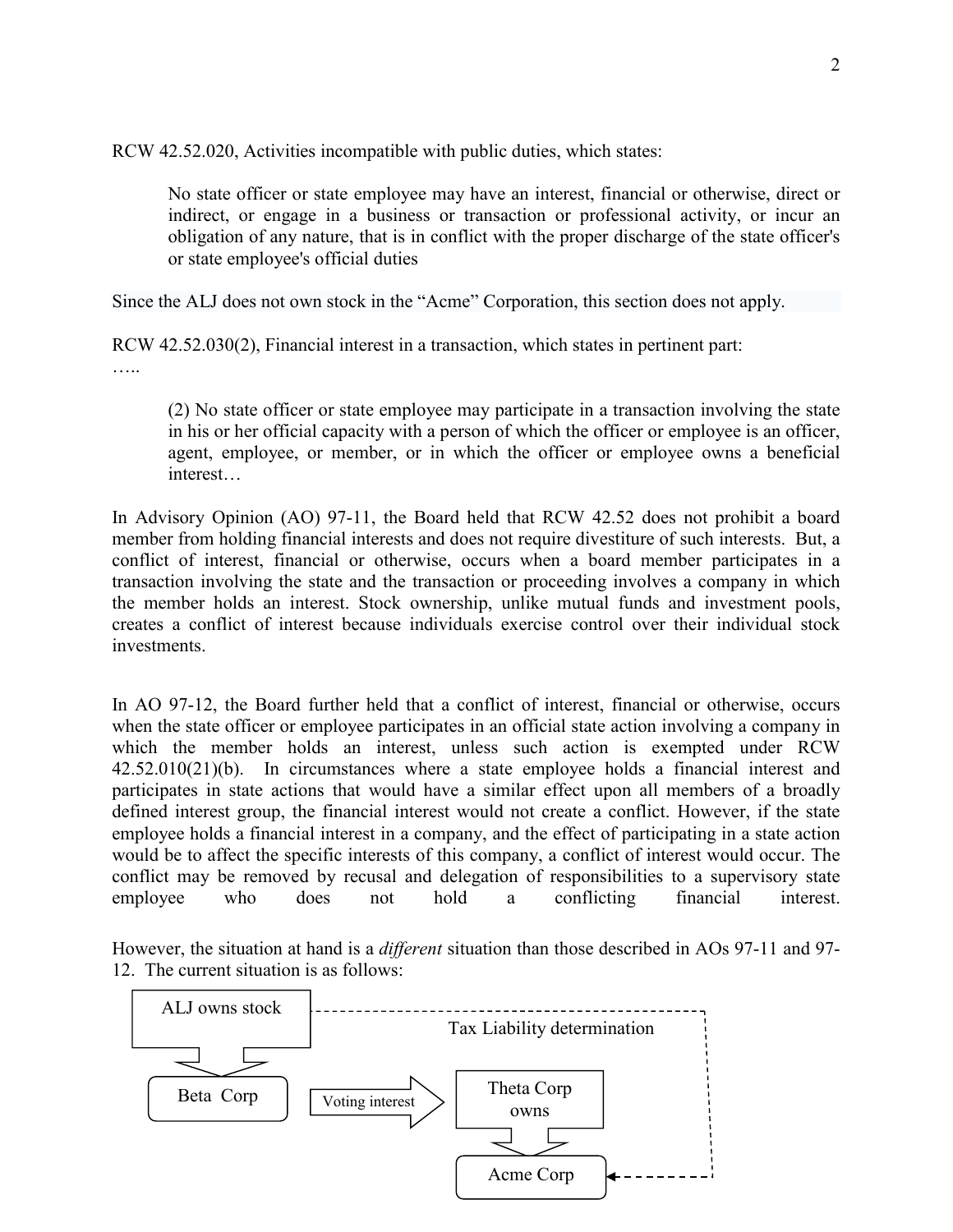RCW 42.52.020, Activities incompatible with public duties, which states:

> No state officer or state employee may have an interest, financial or otherwise, direct or indirect, or engage in a business or transaction or professional activity, or incur an obligation of any nature, that is in conflict with the proper discharge of the state officer's or state employee's official duties

Since the ALJ does not own stock in the "Acme" Corporation, this section does not apply.

RCW 42.52.030(2), Financial interest in a transaction, which states in pertinent part:

…..

> (2) No state officer or state employee may participate in a transaction involving the state in his or her official capacity with a person of which the officer or employee is an officer, agent, employee, or member, or in which the officer or employee owns a beneficial interest…

In Advisory Opinion (AO) 97-11, the Board held that RCW 42.52 does not prohibit a board member from holding financial interests and does not require divestiture of such interests. But, a conflict of interest, financial or otherwise, occurs when a board member participates in a transaction involving the state and the transaction or proceeding involves a company in which the member holds an interest. Stock ownership, unlike mutual funds and investment pools, creates a conflict of interest because individuals exercise control over their individual stock investments.

In AO 97-12, the Board further held that a conflict of interest, financial or otherwise, occurs when the state officer or employee participates in an official state action involving a company in which the member holds an interest, unless such action is exempted under RCW 42.52.010(21)(b). In circumstances where a state employee holds a financial interest and participates in state actions that would have a similar effect upon all members of a broadly defined interest group, the financial interest would not create a conflict. However, if the state employee holds a financial interest in a company, and the effect of participating in a state action would be to affect the specific interests of this company, a conflict of interest would occur. The conflict may be removed by recusal and delegation of responsibilities to a supervisory state employee who does not hold a conflicting financial interest.

However, the situation at hand is a *different* situation than those described in AOs 97-11 and 97-12. The current situation is as follows:

ALJ owns stock → Beta Corp → (Voting interest) → Theta Corp owns → Acme Corp

ALJ ⇢ Tax Liability determination ⇢ Acme Corp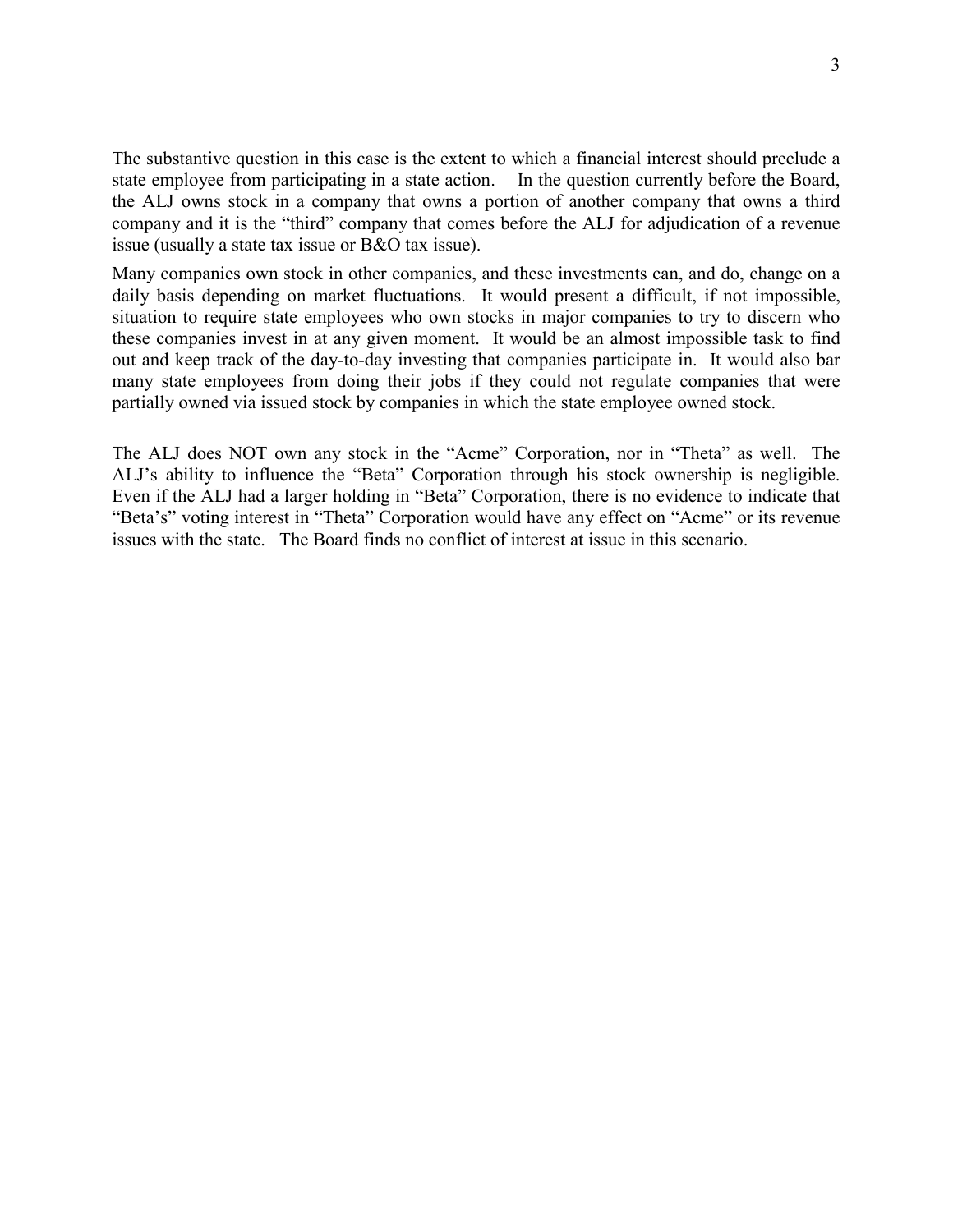The substantive question in this case is the extent to which a financial interest should preclude a state employee from participating in a state action. In the question currently before the Board, the ALJ owns stock in a company that owns a portion of another company that owns a third company and it is the "third" company that comes before the ALJ for adjudication of a revenue issue (usually a state tax issue or B&O tax issue).

Many companies own stock in other companies, and these investments can, and do, change on a daily basis depending on market fluctuations. It would present a difficult, if not impossible, situation to require state employees who own stocks in major companies to try to discern who these companies invest in at any given moment. It would be an almost impossible task to find out and keep track of the day-to-day investing that companies participate in. It would also bar many state employees from doing their jobs if they could not regulate companies that were partially owned via issued stock by companies in which the state employee owned stock.

The ALJ does NOT own any stock in the "Acme" Corporation, nor in "Theta" as well. The ALJ's ability to influence the "Beta" Corporation through his stock ownership is negligible. Even if the ALJ had a larger holding in "Beta" Corporation, there is no evidence to indicate that "Beta's" voting interest in "Theta" Corporation would have any effect on "Acme" or its revenue issues with the state. The Board finds no conflict of interest at issue in this scenario.